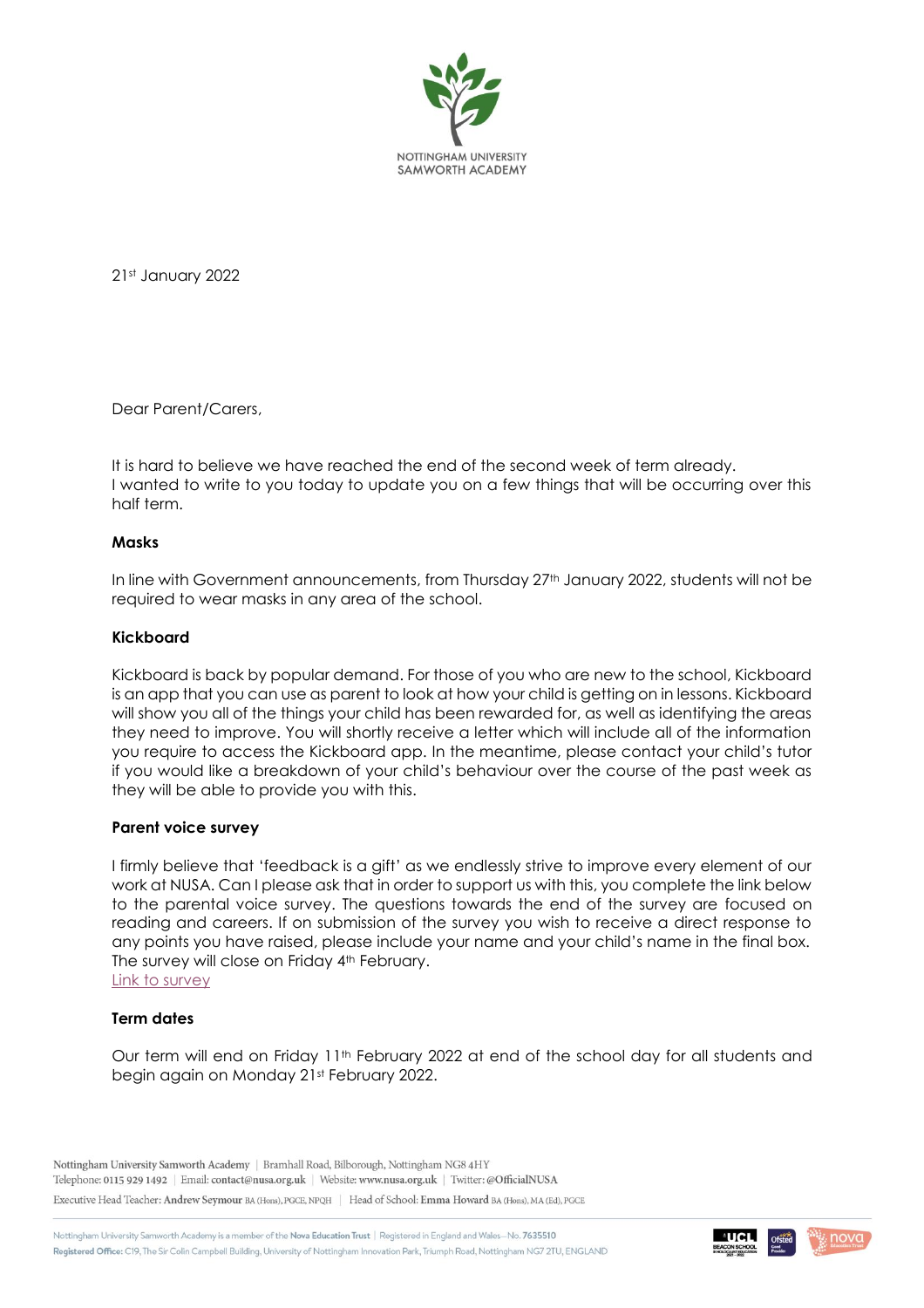NOTTINGHAM UNIVERSITY
SAMWORTH ACADEMY

21st January 2022

Dear Parent/Carers,

It is hard to believe we have reached the end of the second week of term already.
I wanted to write to you today to update you on a few things that will be occurring over this half term.

**Masks**

In line with Government announcements, from Thursday 27th January 2022, students will not be required to wear masks in any area of the school.

**Kickboard**

Kickboard is back by popular demand. For those of you who are new to the school, Kickboard is an app that you can use as parent to look at how your child is getting on in lessons. Kickboard will show you all of the things your child has been rewarded for, as well as identifying the areas they need to improve. You will shortly receive a letter which will include all of the information you require to access the Kickboard app. In the meantime, please contact your child's tutor if you would like a breakdown of your child's behaviour over the course of the past week as they will be able to provide you with this.

**Parent voice survey**

I firmly believe that 'feedback is a gift' as we endlessly strive to improve every element of our work at NUSA. Can I please ask that in order to support us with this, you complete the link below to the parental voice survey. The questions towards the end of the survey are focused on reading and careers. If on submission of the survey you wish to receive a direct response to any points you have raised, please include your name and your child's name in the final box. The survey will close on Friday 4th February.
Link to survey

**Term dates**

Our term will end on Friday 11th February 2022 at end of the school day for all students and begin again on Monday 21st February 2022.

Nottingham University Samworth Academy | Bramhall Road, Bilborough, Nottingham NG8 4HY
Telephone: 0115 929 1492 | Email: contact@nusa.org.uk | Website: www.nusa.org.uk | Twitter: @OfficialNUSA
Executive Head Teacher: Andrew Seymour BA (Hons), PGCE, NPQH | Head of School: Emma Howard BA (Hons), MA (Ed), PGCE

Nottingham University Samworth Academy is a member of the Nova Education Trust | Registered in England and Wales – No. 7635510
Registered Office: C19, The Sir Colin Campbell Building, University of Nottingham Innovation Park, Triumph Road, Nottingham NG7 2TU, ENGLAND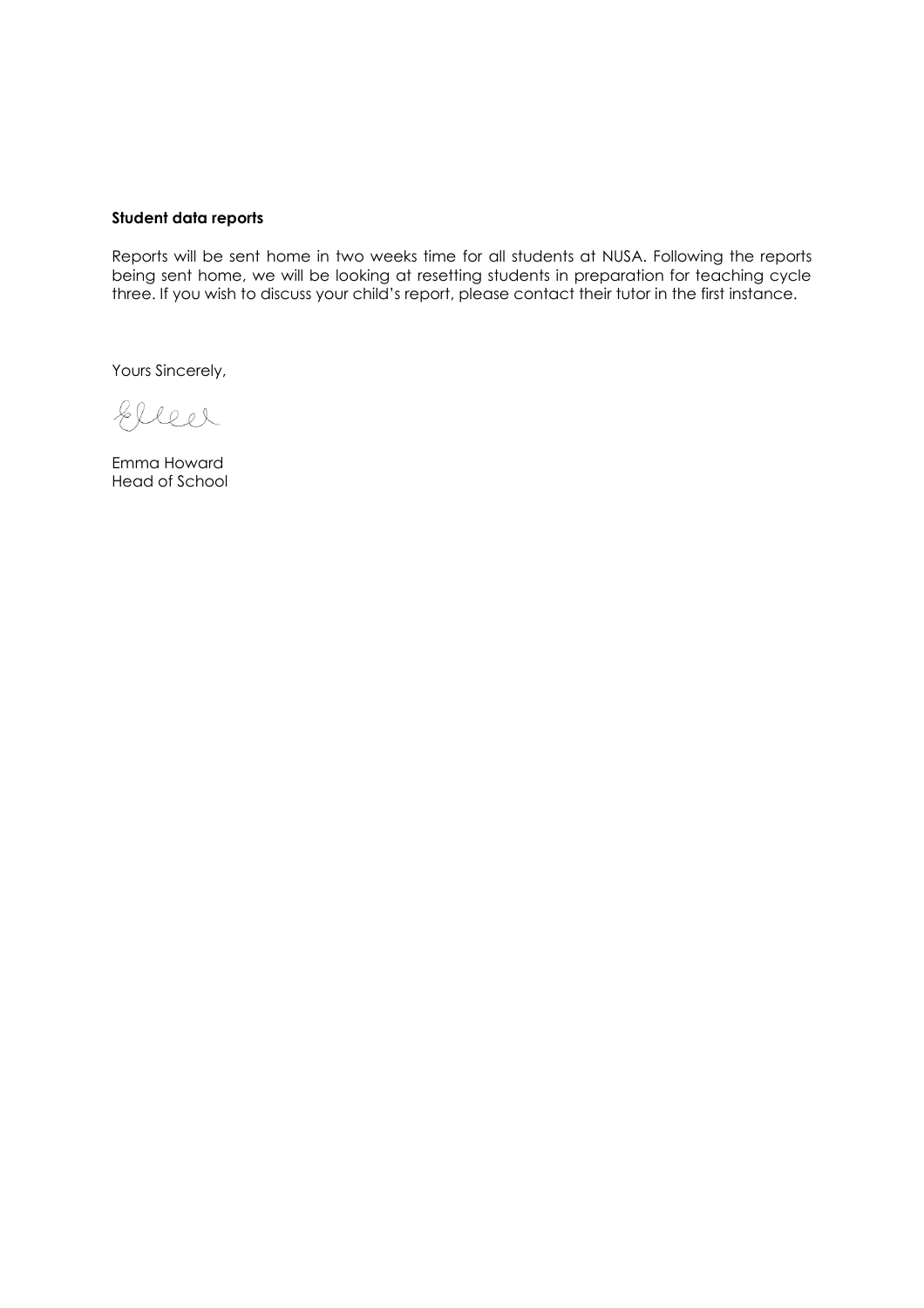**Student data reports**

Reports will be sent home in two weeks time for all students at NUSA. Following the reports being sent home, we will be looking at resetting students in preparation for teaching cycle three. If you wish to discuss your child's report, please contact their tutor in the first instance.

Yours Sincerely,

Emma Howard
Head of School